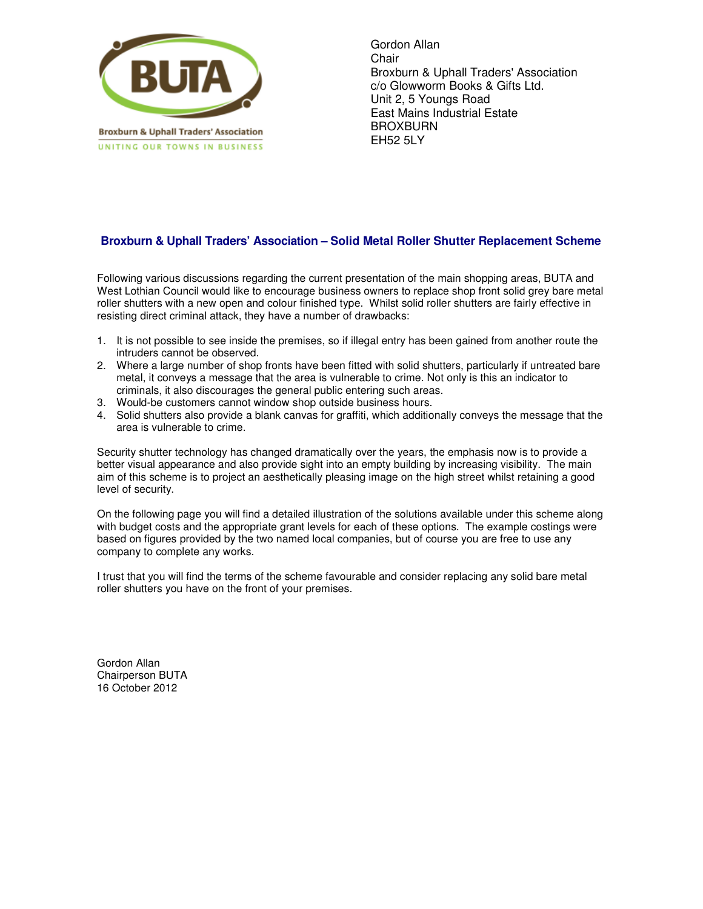Broxburn & Uphall Traders' Association

UNITING OUR TOWNS IN BUSINESS

Gordon Allan
Chair
Broxburn & Uphall Traders' Association
c/o Glowworm Books & Gifts Ltd.
Unit 2, 5 Youngs Road
East Mains Industrial Estate
BROXBURN
EH52 5LY

## Broxburn & Uphall Traders' Association – Solid Metal Roller Shutter Replacement Scheme

Following various discussions regarding the current presentation of the main shopping areas, BUTA and West Lothian Council would like to encourage business owners to replace shop front solid grey bare metal roller shutters with a new open and colour finished type. Whilst solid roller shutters are fairly effective in resisting direct criminal attack, they have a number of drawbacks:

1. It is not possible to see inside the premises, so if illegal entry has been gained from another route the intruders cannot be observed.
2. Where a large number of shop fronts have been fitted with solid shutters, particularly if untreated bare metal, it conveys a message that the area is vulnerable to crime. Not only is this an indicator to criminals, it also discourages the general public entering such areas.
3. Would-be customers cannot window shop outside business hours.
4. Solid shutters also provide a blank canvas for graffiti, which additionally conveys the message that the area is vulnerable to crime.

Security shutter technology has changed dramatically over the years, the emphasis now is to provide a better visual appearance and also provide sight into an empty building by increasing visibility. The main aim of this scheme is to project an aesthetically pleasing image on the high street whilst retaining a good level of security.

On the following page you will find a detailed illustration of the solutions available under this scheme along with budget costs and the appropriate grant levels for each of these options. The example costings were based on figures provided by the two named local companies, but of course you are free to use any company to complete any works.

I trust that you will find the terms of the scheme favourable and consider replacing any solid bare metal roller shutters you have on the front of your premises.

Gordon Allan
Chairperson BUTA
16 October 2012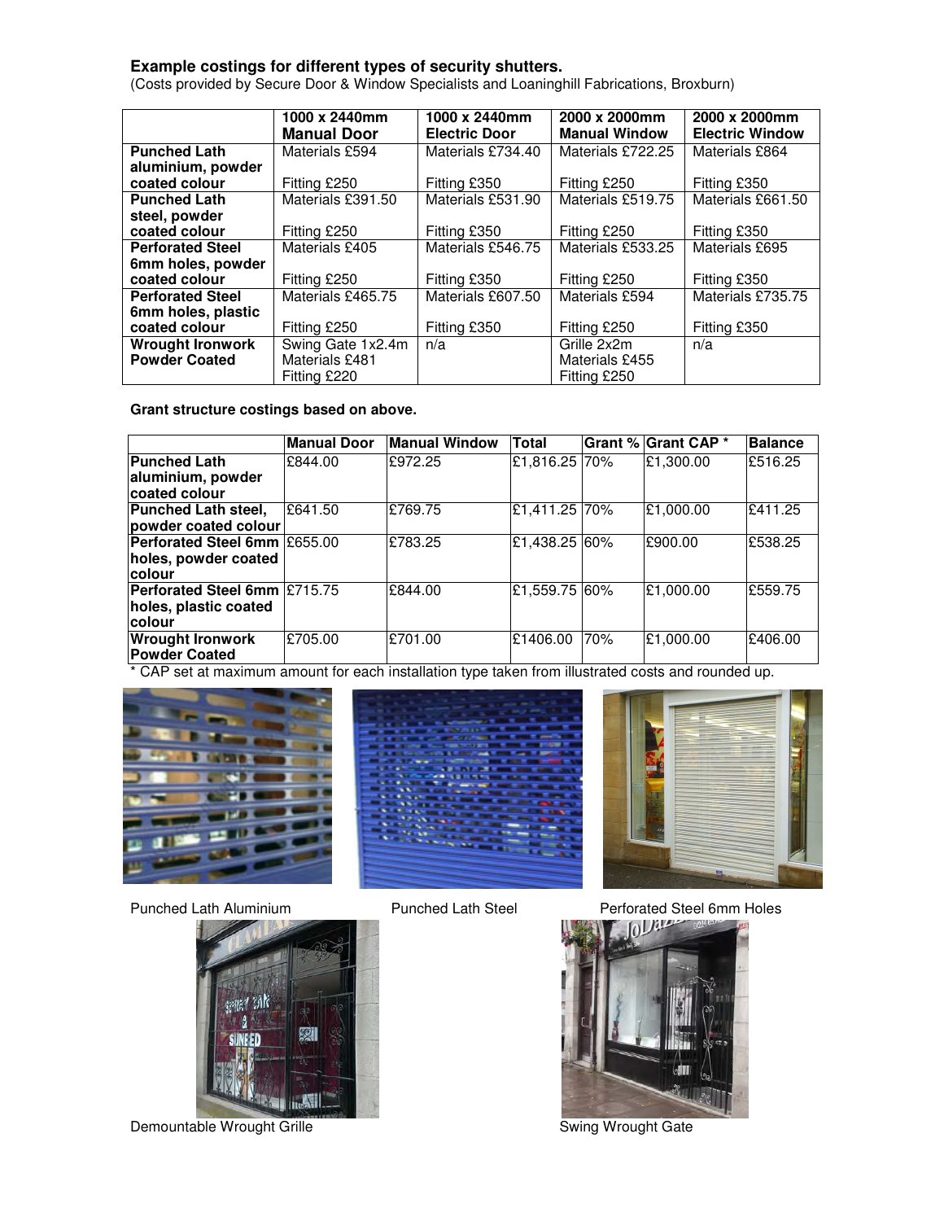**Example costings for different types of security shutters.**

(Costs provided by Secure Door & Window Specialists and Loaninghill Fabrications, Broxburn)

| | 1000 x 2440mm **Manual Door** | 1000 x 2440mm **Electric Door** | 2000 x 2000mm **Manual Window** | 2000 x 2000mm **Electric Window** |
|---|---|---|---|---|
| **Punched Lath aluminium, powder coated colour** | Materials £594<br>Fitting £250 | Materials £734.40<br>Fitting £350 | Materials £722.25<br>Fitting £250 | Materials £864<br>Fitting £350 |
| **Punched Lath steel, powder coated colour** | Materials £391.50<br>Fitting £250 | Materials £531.90<br>Fitting £350 | Materials £519.75<br>Fitting £250 | Materials £661.50<br>Fitting £350 |
| **Perforated Steel 6mm holes, powder coated colour** | Materials £405<br>Fitting £250 | Materials £546.75<br>Fitting £350 | Materials £533.25<br>Fitting £250 | Materials £695<br>Fitting £350 |
| **Perforated Steel 6mm holes, plastic coated colour** | Materials £465.75<br>Fitting £250 | Materials £607.50<br>Fitting £350 | Materials £594<br>Fitting £250 | Materials £735.75<br>Fitting £350 |
| **Wrought Ironwork Powder Coated** | Swing Gate 1x2.4m<br>Materials £481<br>Fitting £220 | n/a | Grille 2x2m<br>Materials £455<br>Fitting £250 | n/a |

**Grant structure costings based on above.**

| | Manual Door | Manual Window | Total | Grant % | Grant CAP * | Balance |
|---|---|---|---|---|---|---|
| **Punched Lath aluminium, powder coated colour** | £844.00 | £972.25 | £1,816.25 | 70% | £1,300.00 | £516.25 |
| **Punched Lath steel, powder coated colour** | £641.50 | £769.75 | £1,411.25 | 70% | £1,000.00 | £411.25 |
| **Perforated Steel 6mm holes, powder coated colour** | £655.00 | £783.25 | £1,438.25 | 60% | £900.00 | £538.25 |
| **Perforated Steel 6mm holes, plastic coated colour** | £715.75 | £844.00 | £1,559.75 | 60% | £1,000.00 | £559.75 |
| **Wrought Ironwork Powder Coated** | £705.00 | £701.00 | £1406.00 | 70% | £1,000.00 | £406.00 |

\* CAP set at maximum amount for each installation type taken from illustrated costs and rounded up.

Punched Lath Aluminium

Punched Lath Steel

Perforated Steel 6mm Holes

Demountable Wrought Grille

Swing Wrought Gate